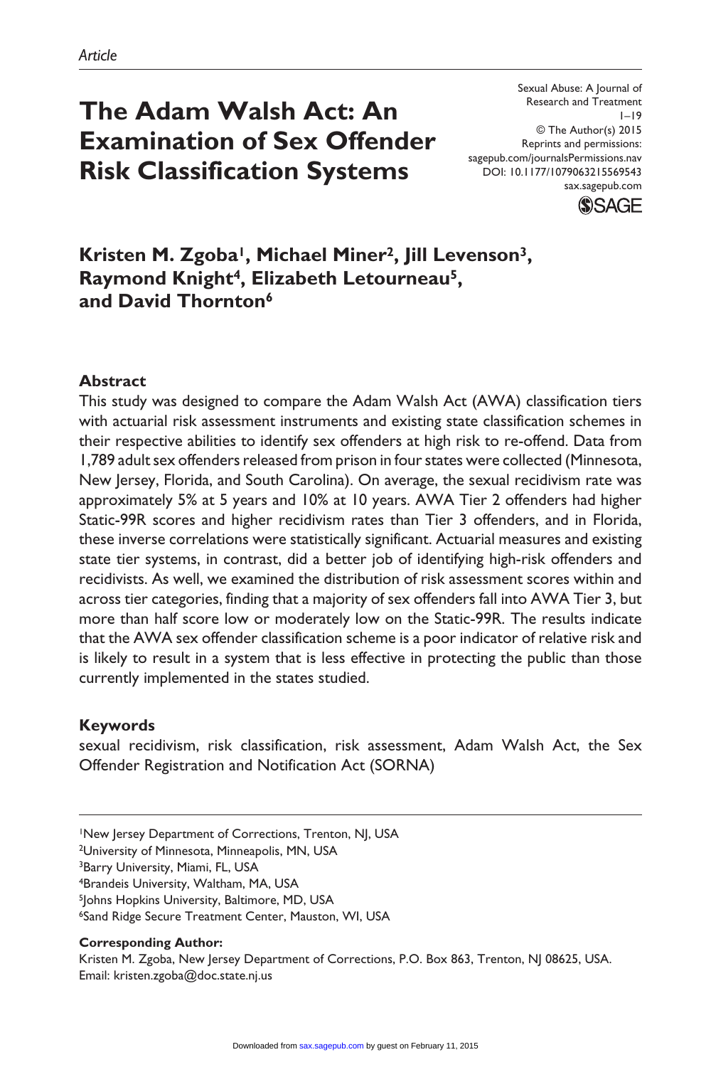*Article*

# The Adam Walsh Act: An Examination of Sex Offender Risk Classification Systems

Sexual Abuse: A Journal of Research and Treatment
1–19
© The Author(s) 2015
Reprints and permissions: sagepub.com/journalsPermissions.nav
DOI: 10.1177/1079063215569543
sax.sagepub.com

**Kristen M. Zgoba[1], Michael Miner[2], Jill Levenson[3], Raymond Knight[4], Elizabeth Letourneau[5], and David Thornton[6]**

## Abstract

This study was designed to compare the Adam Walsh Act (AWA) classification tiers with actuarial risk assessment instruments and existing state classification schemes in their respective abilities to identify sex offenders at high risk to re-offend. Data from 1,789 adult sex offenders released from prison in four states were collected (Minnesota, New Jersey, Florida, and South Carolina). On average, the sexual recidivism rate was approximately 5% at 5 years and 10% at 10 years. AWA Tier 2 offenders had higher Static-99R scores and higher recidivism rates than Tier 3 offenders, and in Florida, these inverse correlations were statistically significant. Actuarial measures and existing state tier systems, in contrast, did a better job of identifying high-risk offenders and recidivists. As well, we examined the distribution of risk assessment scores within and across tier categories, finding that a majority of sex offenders fall into AWA Tier 3, but more than half score low or moderately low on the Static-99R. The results indicate that the AWA sex offender classification scheme is a poor indicator of relative risk and is likely to result in a system that is less effective in protecting the public than those currently implemented in the states studied.

## Keywords

sexual recidivism, risk classification, risk assessment, Adam Walsh Act, the Sex Offender Registration and Notification Act (SORNA)

[1]New Jersey Department of Corrections, Trenton, NJ, USA
[2]University of Minnesota, Minneapolis, MN, USA
[3]Barry University, Miami, FL, USA
[4]Brandeis University, Waltham, MA, USA
[5]Johns Hopkins University, Baltimore, MD, USA
[6]Sand Ridge Secure Treatment Center, Mauston, WI, USA

**Corresponding Author:**
Kristen M. Zgoba, New Jersey Department of Corrections, P.O. Box 863, Trenton, NJ 08625, USA.
Email: kristen.zgoba@doc.state.nj.us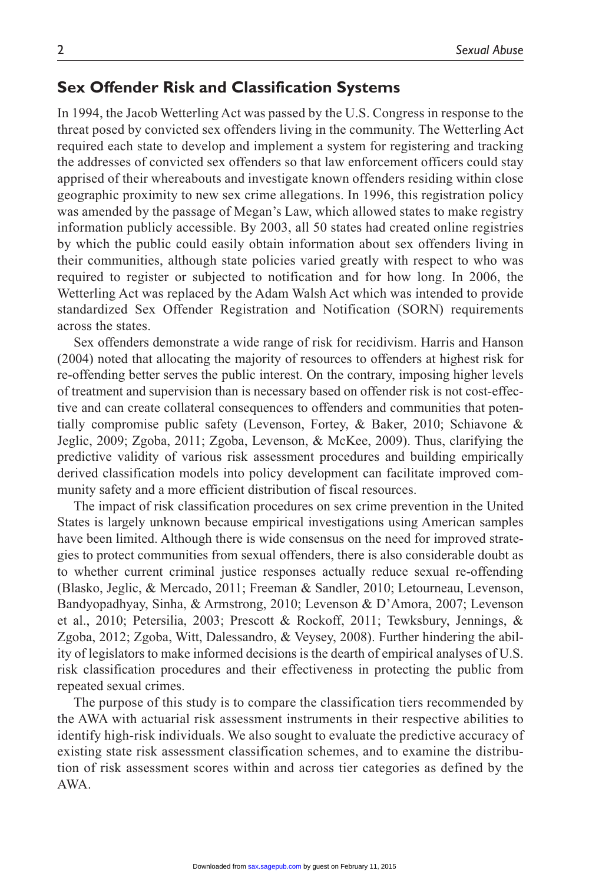## Sex Offender Risk and Classification Systems

In 1994, the Jacob Wetterling Act was passed by the U.S. Congress in response to the threat posed by convicted sex offenders living in the community. The Wetterling Act required each state to develop and implement a system for registering and tracking the addresses of convicted sex offenders so that law enforcement officers could stay apprised of their whereabouts and investigate known offenders residing within close geographic proximity to new sex crime allegations. In 1996, this registration policy was amended by the passage of Megan's Law, which allowed states to make registry information publicly accessible. By 2003, all 50 states had created online registries by which the public could easily obtain information about sex offenders living in their communities, although state policies varied greatly with respect to who was required to register or subjected to notification and for how long. In 2006, the Wetterling Act was replaced by the Adam Walsh Act which was intended to provide standardized Sex Offender Registration and Notification (SORN) requirements across the states.

Sex offenders demonstrate a wide range of risk for recidivism. Harris and Hanson (2004) noted that allocating the majority of resources to offenders at highest risk for re-offending better serves the public interest. On the contrary, imposing higher levels of treatment and supervision than is necessary based on offender risk is not cost-effective and can create collateral consequences to offenders and communities that potentially compromise public safety (Levenson, Fortey, & Baker, 2010; Schiavone & Jeglic, 2009; Zgoba, 2011; Zgoba, Levenson, & McKee, 2009). Thus, clarifying the predictive validity of various risk assessment procedures and building empirically derived classification models into policy development can facilitate improved community safety and a more efficient distribution of fiscal resources.

The impact of risk classification procedures on sex crime prevention in the United States is largely unknown because empirical investigations using American samples have been limited. Although there is wide consensus on the need for improved strategies to protect communities from sexual offenders, there is also considerable doubt as to whether current criminal justice responses actually reduce sexual re-offending (Blasko, Jeglic, & Mercado, 2011; Freeman & Sandler, 2010; Letourneau, Levenson, Bandyopadhyay, Sinha, & Armstrong, 2010; Levenson & D'Amora, 2007; Levenson et al., 2010; Petersilia, 2003; Prescott & Rockoff, 2011; Tewksbury, Jennings, & Zgoba, 2012; Zgoba, Witt, Dalessandro, & Veysey, 2008). Further hindering the ability of legislators to make informed decisions is the dearth of empirical analyses of U.S. risk classification procedures and their effectiveness in protecting the public from repeated sexual crimes.

The purpose of this study is to compare the classification tiers recommended by the AWA with actuarial risk assessment instruments in their respective abilities to identify high-risk individuals. We also sought to evaluate the predictive accuracy of existing state risk assessment classification schemes, and to examine the distribution of risk assessment scores within and across tier categories as defined by the AWA.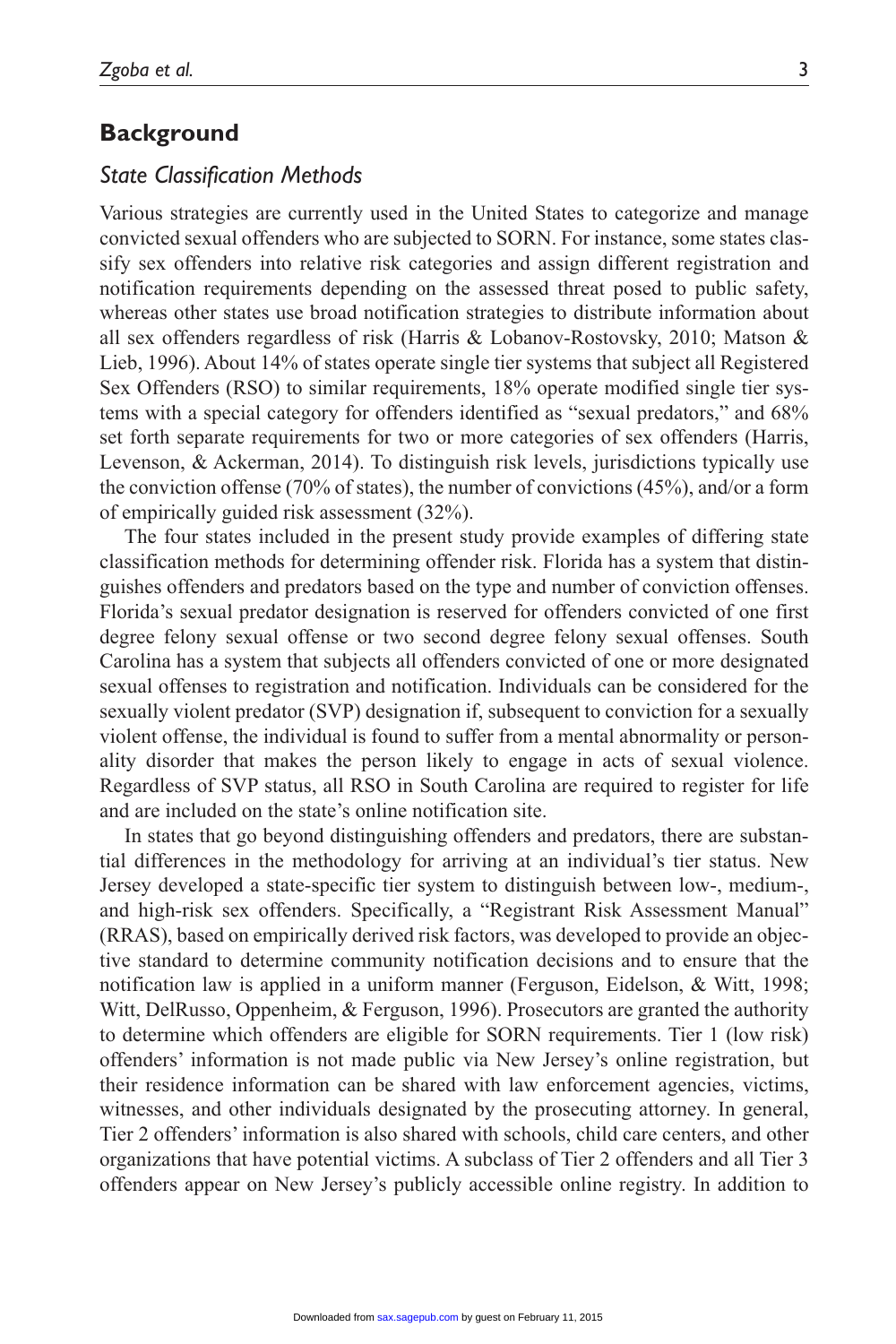## Background

### *State Classification Methods*

Various strategies are currently used in the United States to categorize and manage convicted sexual offenders who are subjected to SORN. For instance, some states classify sex offenders into relative risk categories and assign different registration and notification requirements depending on the assessed threat posed to public safety, whereas other states use broad notification strategies to distribute information about all sex offenders regardless of risk (Harris & Lobanov-Rostovsky, 2010; Matson & Lieb, 1996). About 14% of states operate single tier systems that subject all Registered Sex Offenders (RSO) to similar requirements, 18% operate modified single tier systems with a special category for offenders identified as "sexual predators," and 68% set forth separate requirements for two or more categories of sex offenders (Harris, Levenson, & Ackerman, 2014). To distinguish risk levels, jurisdictions typically use the conviction offense (70% of states), the number of convictions (45%), and/or a form of empirically guided risk assessment (32%).

The four states included in the present study provide examples of differing state classification methods for determining offender risk. Florida has a system that distinguishes offenders and predators based on the type and number of conviction offenses. Florida's sexual predator designation is reserved for offenders convicted of one first degree felony sexual offense or two second degree felony sexual offenses. South Carolina has a system that subjects all offenders convicted of one or more designated sexual offenses to registration and notification. Individuals can be considered for the sexually violent predator (SVP) designation if, subsequent to conviction for a sexually violent offense, the individual is found to suffer from a mental abnormality or personality disorder that makes the person likely to engage in acts of sexual violence. Regardless of SVP status, all RSO in South Carolina are required to register for life and are included on the state's online notification site.

In states that go beyond distinguishing offenders and predators, there are substantial differences in the methodology for arriving at an individual's tier status. New Jersey developed a state-specific tier system to distinguish between low-, medium-, and high-risk sex offenders. Specifically, a "Registrant Risk Assessment Manual" (RRAS), based on empirically derived risk factors, was developed to provide an objective standard to determine community notification decisions and to ensure that the notification law is applied in a uniform manner (Ferguson, Eidelson, & Witt, 1998; Witt, DelRusso, Oppenheim, & Ferguson, 1996). Prosecutors are granted the authority to determine which offenders are eligible for SORN requirements. Tier 1 (low risk) offenders' information is not made public via New Jersey's online registration, but their residence information can be shared with law enforcement agencies, victims, witnesses, and other individuals designated by the prosecuting attorney. In general, Tier 2 offenders' information is also shared with schools, child care centers, and other organizations that have potential victims. A subclass of Tier 2 offenders and all Tier 3 offenders appear on New Jersey's publicly accessible online registry. In addition to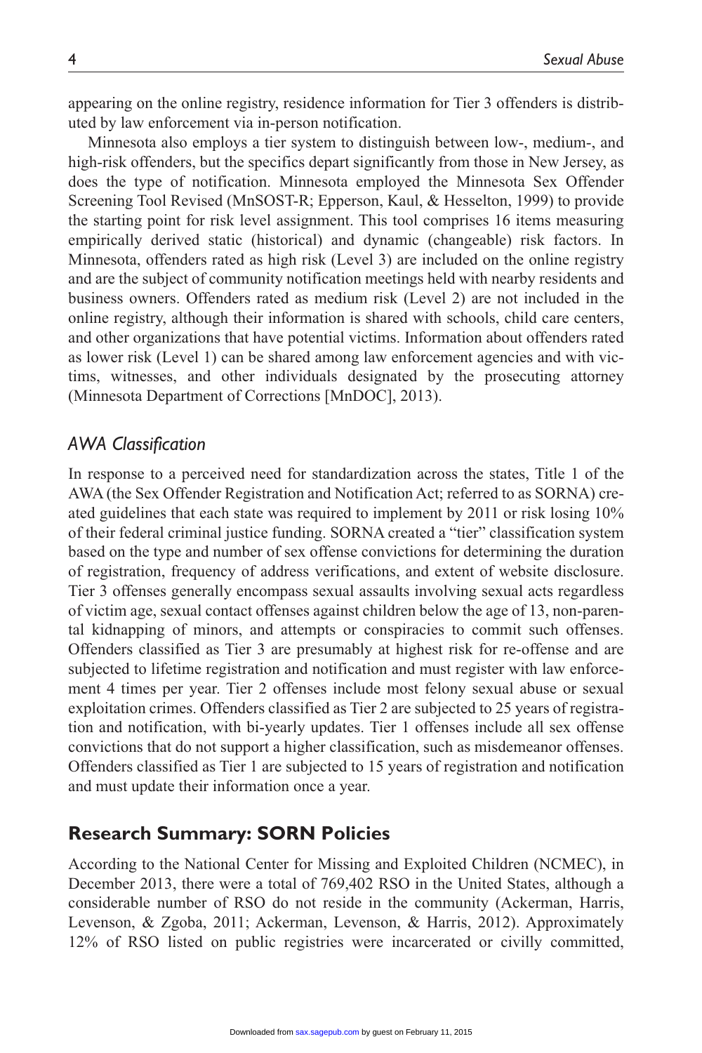appearing on the online registry, residence information for Tier 3 offenders is distributed by law enforcement via in-person notification.

Minnesota also employs a tier system to distinguish between low-, medium-, and high-risk offenders, but the specifics depart significantly from those in New Jersey, as does the type of notification. Minnesota employed the Minnesota Sex Offender Screening Tool Revised (MnSOST-R; Epperson, Kaul, & Hesselton, 1999) to provide the starting point for risk level assignment. This tool comprises 16 items measuring empirically derived static (historical) and dynamic (changeable) risk factors. In Minnesota, offenders rated as high risk (Level 3) are included on the online registry and are the subject of community notification meetings held with nearby residents and business owners. Offenders rated as medium risk (Level 2) are not included in the online registry, although their information is shared with schools, child care centers, and other organizations that have potential victims. Information about offenders rated as lower risk (Level 1) can be shared among law enforcement agencies and with victims, witnesses, and other individuals designated by the prosecuting attorney (Minnesota Department of Corrections [MnDOC], 2013).

### *AWA Classification*

In response to a perceived need for standardization across the states, Title 1 of the AWA (the Sex Offender Registration and Notification Act; referred to as SORNA) created guidelines that each state was required to implement by 2011 or risk losing 10% of their federal criminal justice funding. SORNA created a "tier" classification system based on the type and number of sex offense convictions for determining the duration of registration, frequency of address verifications, and extent of website disclosure. Tier 3 offenses generally encompass sexual assaults involving sexual acts regardless of victim age, sexual contact offenses against children below the age of 13, non-parental kidnapping of minors, and attempts or conspiracies to commit such offenses. Offenders classified as Tier 3 are presumably at highest risk for re-offense and are subjected to lifetime registration and notification and must register with law enforcement 4 times per year. Tier 2 offenses include most felony sexual abuse or sexual exploitation crimes. Offenders classified as Tier 2 are subjected to 25 years of registration and notification, with bi-yearly updates. Tier 1 offenses include all sex offense convictions that do not support a higher classification, such as misdemeanor offenses. Offenders classified as Tier 1 are subjected to 15 years of registration and notification and must update their information once a year.

## Research Summary: SORN Policies

According to the National Center for Missing and Exploited Children (NCMEC), in December 2013, there were a total of 769,402 RSO in the United States, although a considerable number of RSO do not reside in the community (Ackerman, Harris, Levenson, & Zgoba, 2011; Ackerman, Levenson, & Harris, 2012). Approximately 12% of RSO listed on public registries were incarcerated or civilly committed,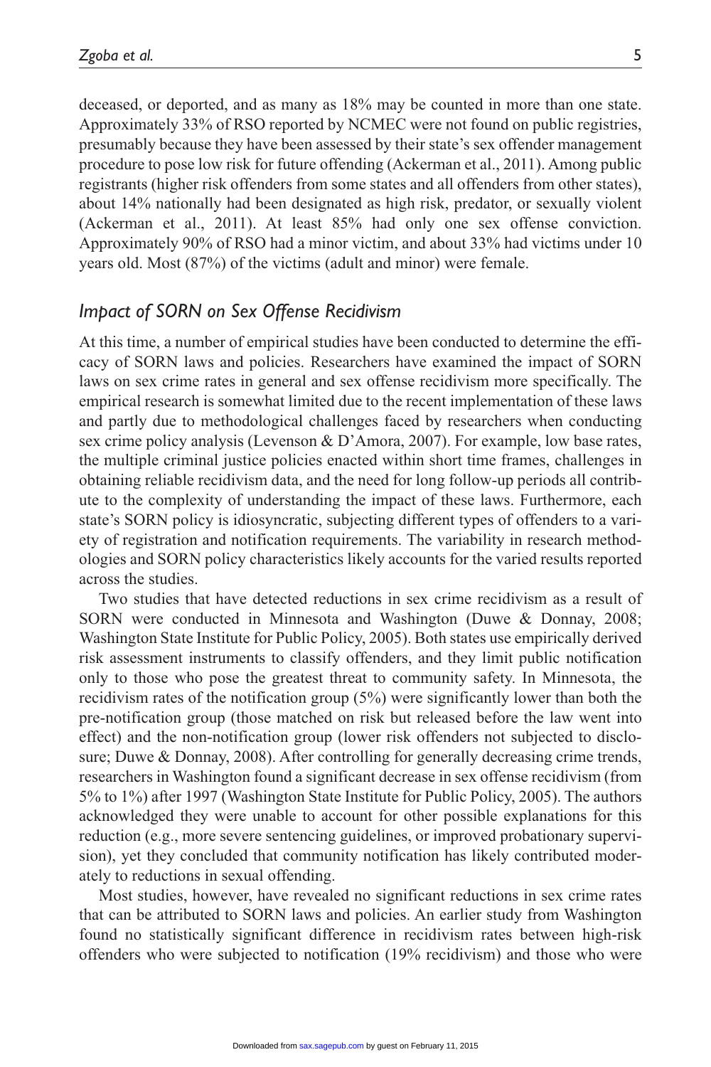deceased, or deported, and as many as 18% may be counted in more than one state. Approximately 33% of RSO reported by NCMEC were not found on public registries, presumably because they have been assessed by their state's sex offender management procedure to pose low risk for future offending (Ackerman et al., 2011). Among public registrants (higher risk offenders from some states and all offenders from other states), about 14% nationally had been designated as high risk, predator, or sexually violent (Ackerman et al., 2011). At least 85% had only one sex offense conviction. Approximately 90% of RSO had a minor victim, and about 33% had victims under 10 years old. Most (87%) of the victims (adult and minor) were female.

## *Impact of SORN on Sex Offense Recidivism*

At this time, a number of empirical studies have been conducted to determine the efficacy of SORN laws and policies. Researchers have examined the impact of SORN laws on sex crime rates in general and sex offense recidivism more specifically. The empirical research is somewhat limited due to the recent implementation of these laws and partly due to methodological challenges faced by researchers when conducting sex crime policy analysis (Levenson & D'Amora, 2007). For example, low base rates, the multiple criminal justice policies enacted within short time frames, challenges in obtaining reliable recidivism data, and the need for long follow-up periods all contribute to the complexity of understanding the impact of these laws. Furthermore, each state's SORN policy is idiosyncratic, subjecting different types of offenders to a variety of registration and notification requirements. The variability in research methodologies and SORN policy characteristics likely accounts for the varied results reported across the studies.

Two studies that have detected reductions in sex crime recidivism as a result of SORN were conducted in Minnesota and Washington (Duwe & Donnay, 2008; Washington State Institute for Public Policy, 2005). Both states use empirically derived risk assessment instruments to classify offenders, and they limit public notification only to those who pose the greatest threat to community safety. In Minnesota, the recidivism rates of the notification group (5%) were significantly lower than both the pre-notification group (those matched on risk but released before the law went into effect) and the non-notification group (lower risk offenders not subjected to disclosure; Duwe & Donnay, 2008). After controlling for generally decreasing crime trends, researchers in Washington found a significant decrease in sex offense recidivism (from 5% to 1%) after 1997 (Washington State Institute for Public Policy, 2005). The authors acknowledged they were unable to account for other possible explanations for this reduction (e.g., more severe sentencing guidelines, or improved probationary supervision), yet they concluded that community notification has likely contributed moderately to reductions in sexual offending.

Most studies, however, have revealed no significant reductions in sex crime rates that can be attributed to SORN laws and policies. An earlier study from Washington found no statistically significant difference in recidivism rates between high-risk offenders who were subjected to notification (19% recidivism) and those who were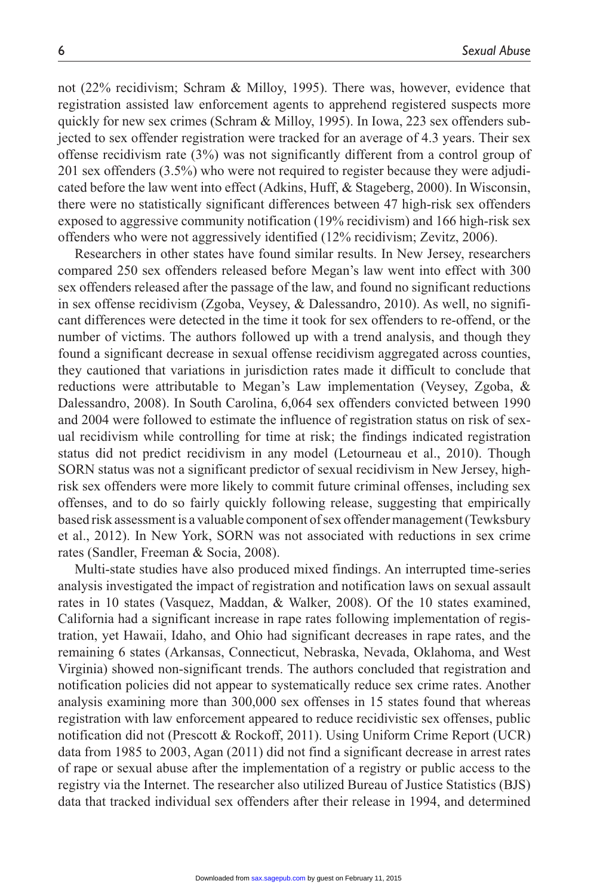not (22% recidivism; Schram & Milloy, 1995). There was, however, evidence that registration assisted law enforcement agents to apprehend registered suspects more quickly for new sex crimes (Schram & Milloy, 1995). In Iowa, 223 sex offenders subjected to sex offender registration were tracked for an average of 4.3 years. Their sex offense recidivism rate (3%) was not significantly different from a control group of 201 sex offenders (3.5%) who were not required to register because they were adjudicated before the law went into effect (Adkins, Huff, & Stageberg, 2000). In Wisconsin, there were no statistically significant differences between 47 high-risk sex offenders exposed to aggressive community notification (19% recidivism) and 166 high-risk sex offenders who were not aggressively identified (12% recidivism; Zevitz, 2006).

Researchers in other states have found similar results. In New Jersey, researchers compared 250 sex offenders released before Megan's law went into effect with 300 sex offenders released after the passage of the law, and found no significant reductions in sex offense recidivism (Zgoba, Veysey, & Dalessandro, 2010). As well, no significant differences were detected in the time it took for sex offenders to re-offend, or the number of victims. The authors followed up with a trend analysis, and though they found a significant decrease in sexual offense recidivism aggregated across counties, they cautioned that variations in jurisdiction rates made it difficult to conclude that reductions were attributable to Megan's Law implementation (Veysey, Zgoba, & Dalessandro, 2008). In South Carolina, 6,064 sex offenders convicted between 1990 and 2004 were followed to estimate the influence of registration status on risk of sexual recidivism while controlling for time at risk; the findings indicated registration status did not predict recidivism in any model (Letourneau et al., 2010). Though SORN status was not a significant predictor of sexual recidivism in New Jersey, high-risk sex offenders were more likely to commit future criminal offenses, including sex offenses, and to do so fairly quickly following release, suggesting that empirically based risk assessment is a valuable component of sex offender management (Tewksbury et al., 2012). In New York, SORN was not associated with reductions in sex crime rates (Sandler, Freeman & Socia, 2008).

Multi-state studies have also produced mixed findings. An interrupted time-series analysis investigated the impact of registration and notification laws on sexual assault rates in 10 states (Vasquez, Maddan, & Walker, 2008). Of the 10 states examined, California had a significant increase in rape rates following implementation of registration, yet Hawaii, Idaho, and Ohio had significant decreases in rape rates, and the remaining 6 states (Arkansas, Connecticut, Nebraska, Nevada, Oklahoma, and West Virginia) showed non-significant trends. The authors concluded that registration and notification policies did not appear to systematically reduce sex crime rates. Another analysis examining more than 300,000 sex offenses in 15 states found that whereas registration with law enforcement appeared to reduce recidivistic sex offenses, public notification did not (Prescott & Rockoff, 2011). Using Uniform Crime Report (UCR) data from 1985 to 2003, Agan (2011) did not find a significant decrease in arrest rates of rape or sexual abuse after the implementation of a registry or public access to the registry via the Internet. The researcher also utilized Bureau of Justice Statistics (BJS) data that tracked individual sex offenders after their release in 1994, and determined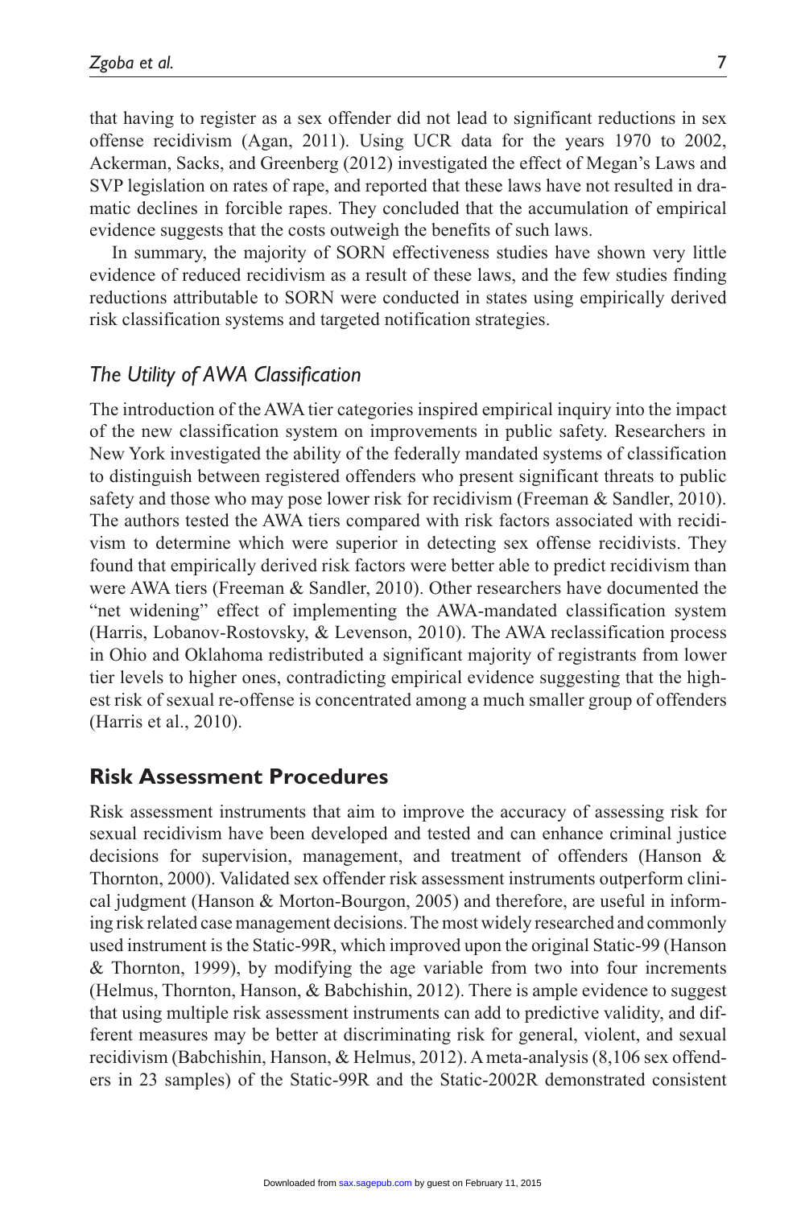that having to register as a sex offender did not lead to significant reductions in sex offense recidivism (Agan, 2011). Using UCR data for the years 1970 to 2002, Ackerman, Sacks, and Greenberg (2012) investigated the effect of Megan's Laws and SVP legislation on rates of rape, and reported that these laws have not resulted in dramatic declines in forcible rapes. They concluded that the accumulation of empirical evidence suggests that the costs outweigh the benefits of such laws.

In summary, the majority of SORN effectiveness studies have shown very little evidence of reduced recidivism as a result of these laws, and the few studies finding reductions attributable to SORN were conducted in states using empirically derived risk classification systems and targeted notification strategies.

### *The Utility of AWA Classification*

The introduction of the AWA tier categories inspired empirical inquiry into the impact of the new classification system on improvements in public safety. Researchers in New York investigated the ability of the federally mandated systems of classification to distinguish between registered offenders who present significant threats to public safety and those who may pose lower risk for recidivism (Freeman & Sandler, 2010). The authors tested the AWA tiers compared with risk factors associated with recidivism to determine which were superior in detecting sex offense recidivists. They found that empirically derived risk factors were better able to predict recidivism than were AWA tiers (Freeman & Sandler, 2010). Other researchers have documented the "net widening" effect of implementing the AWA-mandated classification system (Harris, Lobanov-Rostovsky, & Levenson, 2010). The AWA reclassification process in Ohio and Oklahoma redistributed a significant majority of registrants from lower tier levels to higher ones, contradicting empirical evidence suggesting that the highest risk of sexual re-offense is concentrated among a much smaller group of offenders (Harris et al., 2010).

## **Risk Assessment Procedures**

Risk assessment instruments that aim to improve the accuracy of assessing risk for sexual recidivism have been developed and tested and can enhance criminal justice decisions for supervision, management, and treatment of offenders (Hanson & Thornton, 2000). Validated sex offender risk assessment instruments outperform clinical judgment (Hanson & Morton-Bourgon, 2005) and therefore, are useful in informing risk related case management decisions. The most widely researched and commonly used instrument is the Static-99R, which improved upon the original Static-99 (Hanson & Thornton, 1999), by modifying the age variable from two into four increments (Helmus, Thornton, Hanson, & Babchishin, 2012). There is ample evidence to suggest that using multiple risk assessment instruments can add to predictive validity, and different measures may be better at discriminating risk for general, violent, and sexual recidivism (Babchishin, Hanson, & Helmus, 2012). A meta-analysis (8,106 sex offenders in 23 samples) of the Static-99R and the Static-2002R demonstrated consistent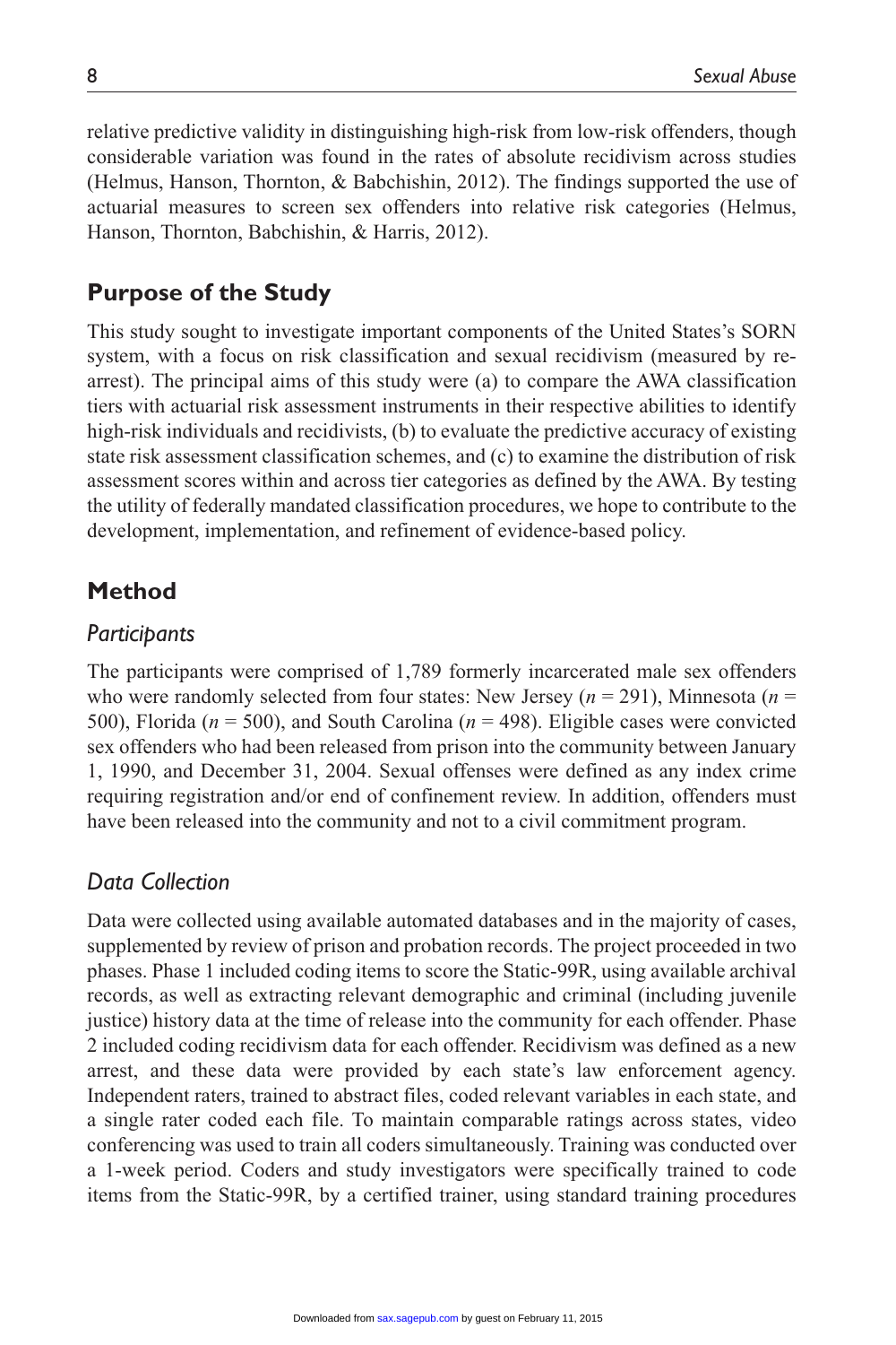relative predictive validity in distinguishing high-risk from low-risk offenders, though considerable variation was found in the rates of absolute recidivism across studies (Helmus, Hanson, Thornton, & Babchishin, 2012). The findings supported the use of actuarial measures to screen sex offenders into relative risk categories (Helmus, Hanson, Thornton, Babchishin, & Harris, 2012).

## Purpose of the Study

This study sought to investigate important components of the United States's SORN system, with a focus on risk classification and sexual recidivism (measured by re-arrest). The principal aims of this study were (a) to compare the AWA classification tiers with actuarial risk assessment instruments in their respective abilities to identify high-risk individuals and recidivists, (b) to evaluate the predictive accuracy of existing state risk assessment classification schemes, and (c) to examine the distribution of risk assessment scores within and across tier categories as defined by the AWA. By testing the utility of federally mandated classification procedures, we hope to contribute to the development, implementation, and refinement of evidence-based policy.

## Method

### *Participants*

The participants were comprised of 1,789 formerly incarcerated male sex offenders who were randomly selected from four states: New Jersey ($n$ = 291), Minnesota ($n$ = 500), Florida ($n$ = 500), and South Carolina ($n$ = 498). Eligible cases were convicted sex offenders who had been released from prison into the community between January 1, 1990, and December 31, 2004. Sexual offenses were defined as any index crime requiring registration and/or end of confinement review. In addition, offenders must have been released into the community and not to a civil commitment program.

### *Data Collection*

Data were collected using available automated databases and in the majority of cases, supplemented by review of prison and probation records. The project proceeded in two phases. Phase 1 included coding items to score the Static-99R, using available archival records, as well as extracting relevant demographic and criminal (including juvenile justice) history data at the time of release into the community for each offender. Phase 2 included coding recidivism data for each offender. Recidivism was defined as a new arrest, and these data were provided by each state's law enforcement agency. Independent raters, trained to abstract files, coded relevant variables in each state, and a single rater coded each file. To maintain comparable ratings across states, video conferencing was used to train all coders simultaneously. Training was conducted over a 1-week period. Coders and study investigators were specifically trained to code items from the Static-99R, by a certified trainer, using standard training procedures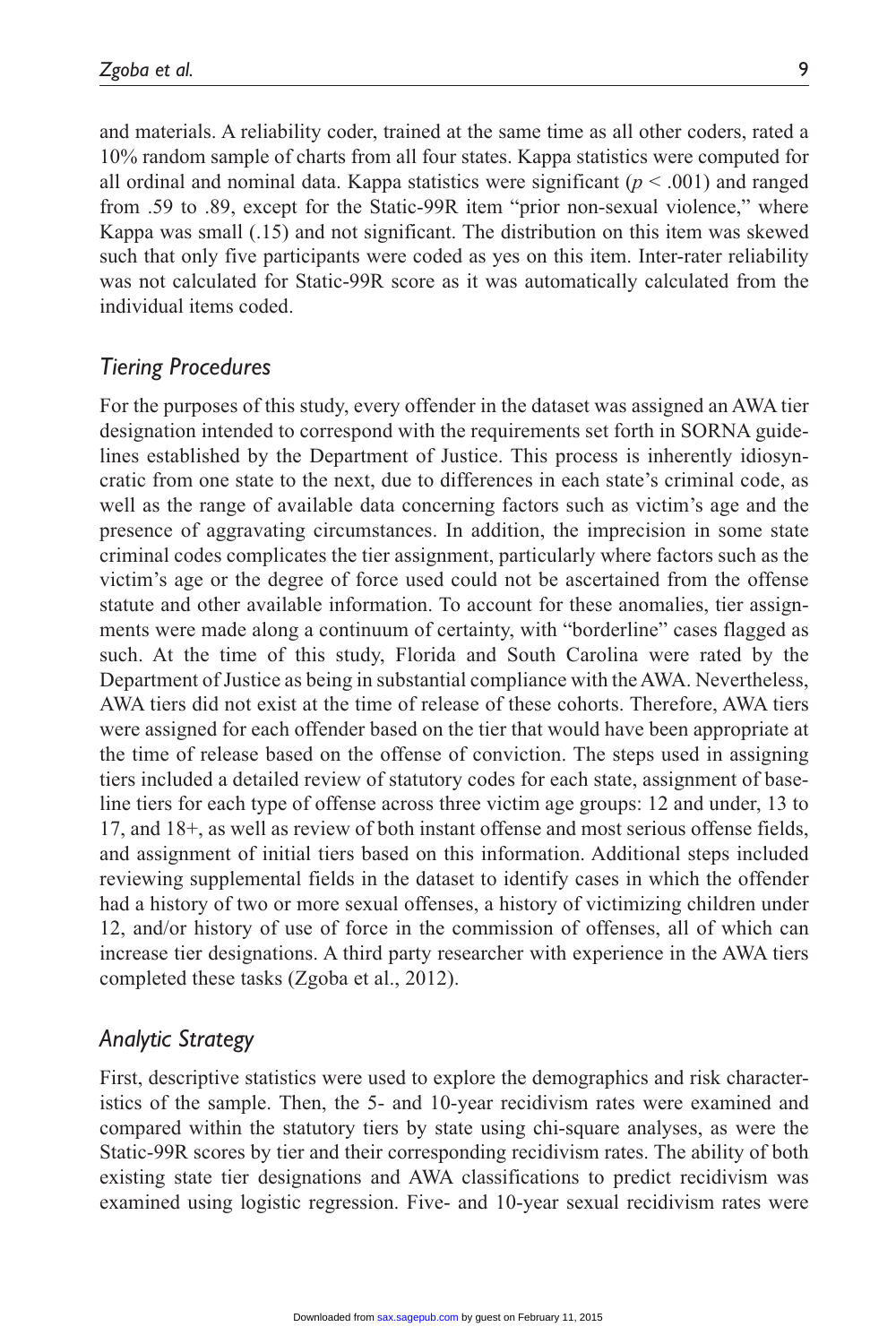and materials. A reliability coder, trained at the same time as all other coders, rated a 10% random sample of charts from all four states. Kappa statistics were computed for all ordinal and nominal data. Kappa statistics were significant ($p < .001$) and ranged from .59 to .89, except for the Static-99R item "prior non-sexual violence," where Kappa was small (.15) and not significant. The distribution on this item was skewed such that only five participants were coded as yes on this item. Inter-rater reliability was not calculated for Static-99R score as it was automatically calculated from the individual items coded.

## *Tiering Procedures*

For the purposes of this study, every offender in the dataset was assigned an AWA tier designation intended to correspond with the requirements set forth in SORNA guidelines established by the Department of Justice. This process is inherently idiosyncratic from one state to the next, due to differences in each state's criminal code, as well as the range of available data concerning factors such as victim's age and the presence of aggravating circumstances. In addition, the imprecision in some state criminal codes complicates the tier assignment, particularly where factors such as the victim's age or the degree of force used could not be ascertained from the offense statute and other available information. To account for these anomalies, tier assignments were made along a continuum of certainty, with "borderline" cases flagged as such. At the time of this study, Florida and South Carolina were rated by the Department of Justice as being in substantial compliance with the AWA. Nevertheless, AWA tiers did not exist at the time of release of these cohorts. Therefore, AWA tiers were assigned for each offender based on the tier that would have been appropriate at the time of release based on the offense of conviction. The steps used in assigning tiers included a detailed review of statutory codes for each state, assignment of baseline tiers for each type of offense across three victim age groups: 12 and under, 13 to 17, and 18+, as well as review of both instant offense and most serious offense fields, and assignment of initial tiers based on this information. Additional steps included reviewing supplemental fields in the dataset to identify cases in which the offender had a history of two or more sexual offenses, a history of victimizing children under 12, and/or history of use of force in the commission of offenses, all of which can increase tier designations. A third party researcher with experience in the AWA tiers completed these tasks (Zgoba et al., 2012).

## *Analytic Strategy*

First, descriptive statistics were used to explore the demographics and risk characteristics of the sample. Then, the 5- and 10-year recidivism rates were examined and compared within the statutory tiers by state using chi-square analyses, as were the Static-99R scores by tier and their corresponding recidivism rates. The ability of both existing state tier designations and AWA classifications to predict recidivism was examined using logistic regression. Five- and 10-year sexual recidivism rates were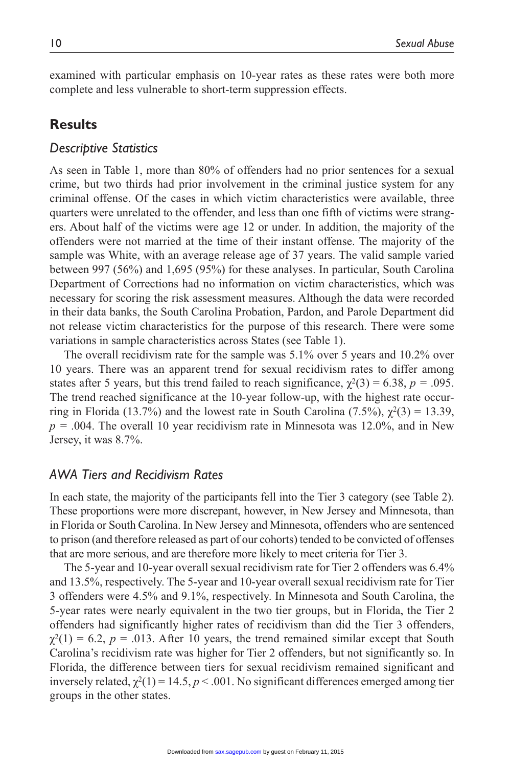examined with particular emphasis on 10-year rates as these rates were both more complete and less vulnerable to short-term suppression effects.

## Results

### *Descriptive Statistics*

As seen in Table 1, more than 80% of offenders had no prior sentences for a sexual crime, but two thirds had prior involvement in the criminal justice system for any criminal offense. Of the cases in which victim characteristics were available, three quarters were unrelated to the offender, and less than one fifth of victims were strangers. About half of the victims were age 12 or under. In addition, the majority of the offenders were not married at the time of their instant offense. The majority of the sample was White, with an average release age of 37 years. The valid sample varied between 997 (56%) and 1,695 (95%) for these analyses. In particular, South Carolina Department of Corrections had no information on victim characteristics, which was necessary for scoring the risk assessment measures. Although the data were recorded in their data banks, the South Carolina Probation, Pardon, and Parole Department did not release victim characteristics for the purpose of this research. There were some variations in sample characteristics across States (see Table 1).

The overall recidivism rate for the sample was 5.1% over 5 years and 10.2% over 10 years. There was an apparent trend for sexual recidivism rates to differ among states after 5 years, but this trend failed to reach significance, $\chi^2(3) = 6.38$, $p = .095$. The trend reached significance at the 10-year follow-up, with the highest rate occurring in Florida (13.7%) and the lowest rate in South Carolina (7.5%), $\chi^2(3) = 13.39$, $p = .004$. The overall 10 year recidivism rate in Minnesota was 12.0%, and in New Jersey, it was 8.7%.

### *AWA Tiers and Recidivism Rates*

In each state, the majority of the participants fell into the Tier 3 category (see Table 2). These proportions were more discrepant, however, in New Jersey and Minnesota, than in Florida or South Carolina. In New Jersey and Minnesota, offenders who are sentenced to prison (and therefore released as part of our cohorts) tended to be convicted of offenses that are more serious, and are therefore more likely to meet criteria for Tier 3.

The 5-year and 10-year overall sexual recidivism rate for Tier 2 offenders was 6.4% and 13.5%, respectively. The 5-year and 10-year overall sexual recidivism rate for Tier 3 offenders were 4.5% and 9.1%, respectively. In Minnesota and South Carolina, the 5-year rates were nearly equivalent in the two tier groups, but in Florida, the Tier 2 offenders had significantly higher rates of recidivism than did the Tier 3 offenders, $\chi^2(1) = 6.2$, $p = .013$. After 10 years, the trend remained similar except that South Carolina's recidivism rate was higher for Tier 2 offenders, but not significantly so. In Florida, the difference between tiers for sexual recidivism remained significant and inversely related, $\chi^2(1) = 14.5$, $p < .001$. No significant differences emerged among tier groups in the other states.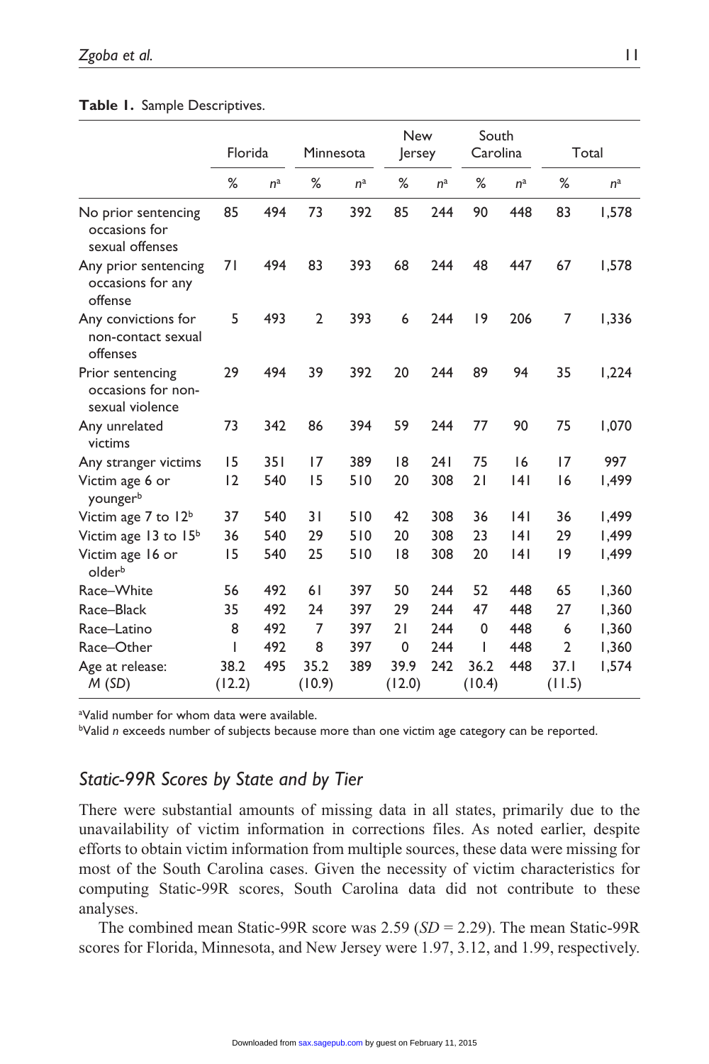**Table 1.** Sample Descriptives.

| | Florida | | Minnesota | | New Jersey | | South Carolina | | Total | |
|---|---|---|---|---|---|---|---|---|---|---|
| | % | $n$[a] | % | $n$[a] | % | $n$[a] | % | $n$[a] | % | $n$[a] |
| No prior sentencing occasions for sexual offenses | 85 | 494 | 73 | 392 | 85 | 244 | 90 | 448 | 83 | 1,578 |
| Any prior sentencing occasions for any offense | 71 | 494 | 83 | 393 | 68 | 244 | 48 | 447 | 67 | 1,578 |
| Any convictions for non-contact sexual offenses | 5 | 493 | 2 | 393 | 6 | 244 | 19 | 206 | 7 | 1,336 |
| Prior sentencing occasions for non-sexual violence | 29 | 494 | 39 | 392 | 20 | 244 | 89 | 94 | 35 | 1,224 |
| Any unrelated victims | 73 | 342 | 86 | 394 | 59 | 244 | 77 | 90 | 75 | 1,070 |
| Any stranger victims | 15 | 351 | 17 | 389 | 18 | 241 | 75 | 16 | 17 | 997 |
| Victim age 6 or younger[b] | 12 | 540 | 15 | 510 | 20 | 308 | 21 | 141 | 16 | 1,499 |
| Victim age 7 to 12[b] | 37 | 540 | 31 | 510 | 42 | 308 | 36 | 141 | 36 | 1,499 |
| Victim age 13 to 15[b] | 36 | 540 | 29 | 510 | 20 | 308 | 23 | 141 | 29 | 1,499 |
| Victim age 16 or older[b] | 15 | 540 | 25 | 510 | 18 | 308 | 20 | 141 | 19 | 1,499 |
| Race–White | 56 | 492 | 61 | 397 | 50 | 244 | 52 | 448 | 65 | 1,360 |
| Race–Black | 35 | 492 | 24 | 397 | 29 | 244 | 47 | 448 | 27 | 1,360 |
| Race–Latino | 8 | 492 | 7 | 397 | 21 | 244 | 0 | 448 | 6 | 1,360 |
| Race–Other | 1 | 492 | 8 | 397 | 0 | 244 | 1 | 448 | 2 | 1,360 |
| Age at release: $M$ ($SD$) | 38.2 (12.2) | 495 | 35.2 (10.9) | 389 | 39.9 (12.0) | 242 | 36.2 (10.4) | 448 | 37.1 (11.5) | 1,574 |

[a]Valid number for whom data were available.
[b]Valid $n$ exceeds number of subjects because more than one victim age category can be reported.

## *Static-99R Scores by State and by Tier*

There were substantial amounts of missing data in all states, primarily due to the unavailability of victim information in corrections files. As noted earlier, despite efforts to obtain victim information from multiple sources, these data were missing for most of the South Carolina cases. Given the necessity of victim characteristics for computing Static-99R scores, South Carolina data did not contribute to these analyses.

The combined mean Static-99R score was 2.59 ($SD$ = 2.29). The mean Static-99R scores for Florida, Minnesota, and New Jersey were 1.97, 3.12, and 1.99, respectively.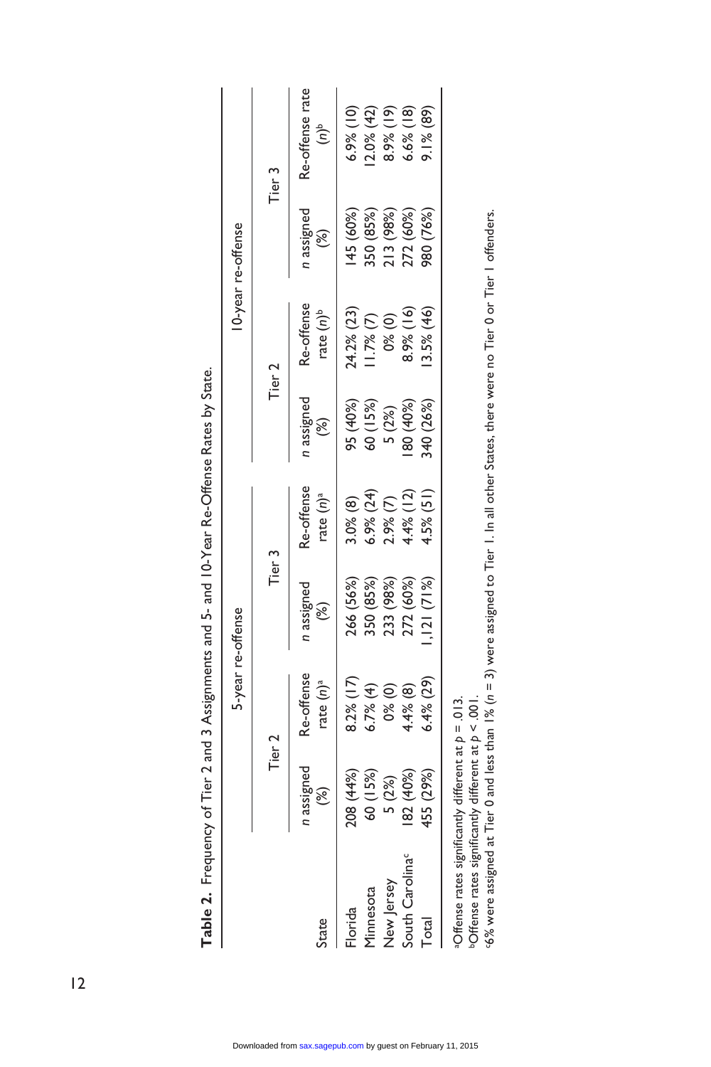**Table 2.** Frequency of Tier 2 and 3 Assignments and 5- and 10-Year Re-Offense Rates by State.

| State | 5-year re-offense | | | | 10-year re-offense | | | |
|---|---|---|---|---|---|---|---|---|
| | Tier 2 | | Tier 3 | | Tier 2 | | Tier 3 | |
| | *n* assigned (%) | Re-offense rate (*n*)[a] | *n* assigned (%) | Re-offense rate (*n*)[a] | *n* assigned (%) | Re-offense rate (*n*)[b] | *n* assigned (%) | Re-offense rate (*n*)[b] |
| Florida | 208 (44%) | 8.2% (17) | 266 (56%) | 3.0% (8) | 95 (40%) | 24.2% (23) | 145 (60%) | 6.9% (10) |
| Minnesota | 60 (15%) | 6.7% (4) | 350 (85%) | 6.9% (24) | 60 (15%) | 11.7% (7) | 350 (85%) | 12.0% (42) |
| New Jersey | 5 (2%) | 0% (0) | 233 (98%) | 2.9% (7) | 5 (2%) | 0% (0) | 213 (98%) | 8.9% (19) |
| South Carolina[c] | 182 (40%) | 4.4% (8) | 272 (60%) | 4.4% (12) | 180 (40%) | 8.9% (16) | 272 (60%) | 6.6% (18) |
| Total | 455 (29%) | 6.4% (29) | 1,121 (71%) | 4.5% (51) | 340 (26%) | 13.5% (46) | 980 (76%) | 9.1% (89) |

[a]Offense rates significantly different at $p = .013$.
[b]Offense rates significantly different at $p < .001$.
[c]6% were assigned at Tier 0 and less than 1% ($n = 3$) were assigned to Tier 1. In all other States, there were no Tier 0 or Tier 1 offenders.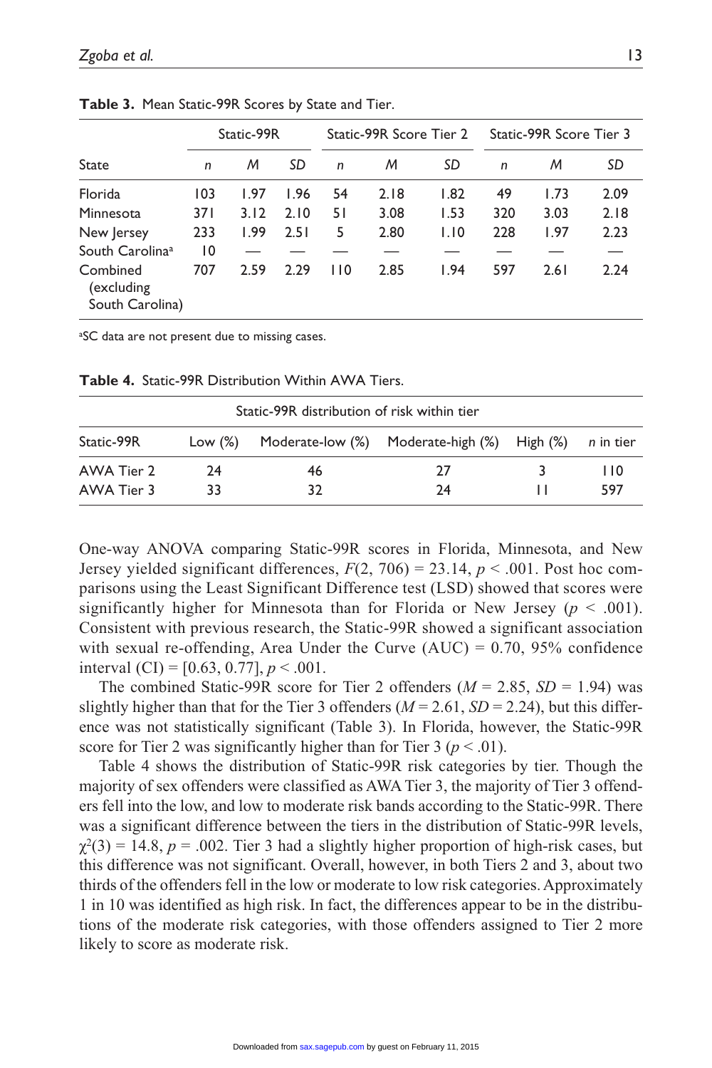**Table 3.** Mean Static-99R Scores by State and Tier.

| State | Static-99R | | | Static-99R Score Tier 2 | | | Static-99R Score Tier 3 | | |
|---|---|---|---|---|---|---|---|---|---|
| | *n* | *M* | *SD* | *n* | *M* | *SD* | *n* | *M* | *SD* |
| Florida | 103 | 1.97 | 1.96 | 54 | 2.18 | 1.82 | 49 | 1.73 | 2.09 |
| Minnesota | 371 | 3.12 | 2.10 | 51 | 3.08 | 1.53 | 320 | 3.03 | 2.18 |
| New Jersey | 233 | 1.99 | 2.51 | 5 | 2.80 | 1.10 | 228 | 1.97 | 2.23 |
| South Carolina[a] | 10 | — | — | — | — | — | — | — | — |
| Combined (excluding South Carolina) | 707 | 2.59 | 2.29 | 110 | 2.85 | 1.94 | 597 | 2.61 | 2.24 |

[a]SC data are not present due to missing cases.

**Table 4.** Static-99R Distribution Within AWA Tiers.

| | Static-99R distribution of risk within tier | | | | |
|---|---|---|---|---|---|
| Static-99R | Low (%) | Moderate-low (%) | Moderate-high (%) | High (%) | *n* in tier |
| AWA Tier 2 | 24 | 46 | 27 | 3 | 110 |
| AWA Tier 3 | 33 | 32 | 24 | 11 | 597 |

One-way ANOVA comparing Static-99R scores in Florida, Minnesota, and New Jersey yielded significant differences, $F(2, 706) = 23.14$, $p < .001$. Post hoc comparisons using the Least Significant Difference test (LSD) showed that scores were significantly higher for Minnesota than for Florida or New Jersey ($p < .001$). Consistent with previous research, the Static-99R showed a significant association with sexual re-offending, Area Under the Curve (AUC) = 0.70, 95% confidence interval (CI) = [0.63, 0.77], $p < .001$.

The combined Static-99R score for Tier 2 offenders ($M = 2.85$, $SD = 1.94$) was slightly higher than that for the Tier 3 offenders ($M = 2.61$, $SD = 2.24$), but this difference was not statistically significant (Table 3). In Florida, however, the Static-99R score for Tier 2 was significantly higher than for Tier 3 ($p < .01$).

Table 4 shows the distribution of Static-99R risk categories by tier. Though the majority of sex offenders were classified as AWA Tier 3, the majority of Tier 3 offenders fell into the low, and low to moderate risk bands according to the Static-99R. There was a significant difference between the tiers in the distribution of Static-99R levels, $\chi^2(3) = 14.8$, $p = .002$. Tier 3 had a slightly higher proportion of high-risk cases, but this difference was not significant. Overall, however, in both Tiers 2 and 3, about two thirds of the offenders fell in the low or moderate to low risk categories. Approximately 1 in 10 was identified as high risk. In fact, the differences appear to be in the distributions of the moderate risk categories, with those offenders assigned to Tier 2 more likely to score as moderate risk.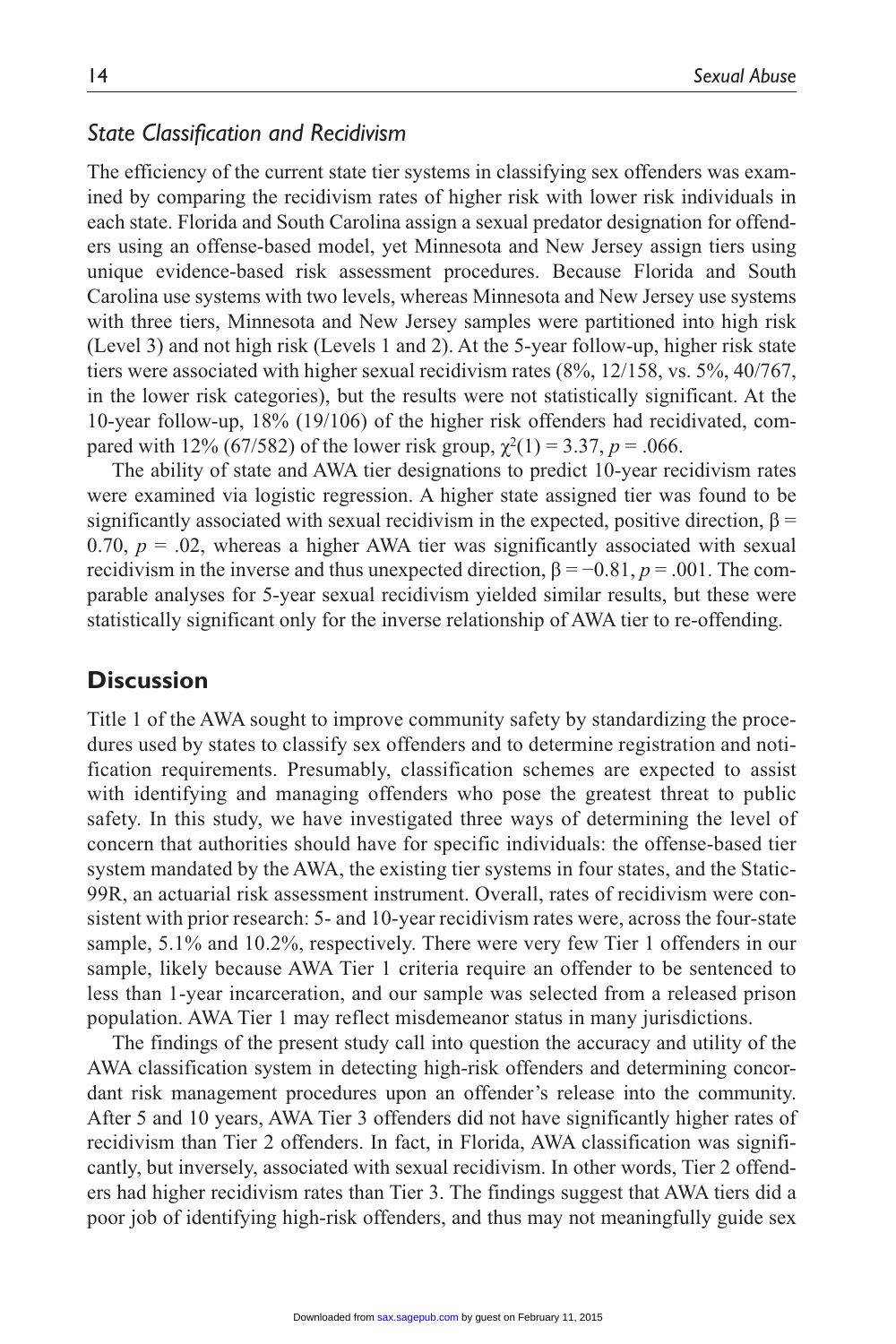### *State Classification and Recidivism*

The efficiency of the current state tier systems in classifying sex offenders was examined by comparing the recidivism rates of higher risk with lower risk individuals in each state. Florida and South Carolina assign a sexual predator designation for offenders using an offense-based model, yet Minnesota and New Jersey assign tiers using unique evidence-based risk assessment procedures. Because Florida and South Carolina use systems with two levels, whereas Minnesota and New Jersey use systems with three tiers, Minnesota and New Jersey samples were partitioned into high risk (Level 3) and not high risk (Levels 1 and 2). At the 5-year follow-up, higher risk state tiers were associated with higher sexual recidivism rates (8%, 12/158, vs. 5%, 40/767, in the lower risk categories), but the results were not statistically significant. At the 10-year follow-up, 18% (19/106) of the higher risk offenders had recidivated, compared with 12% (67/582) of the lower risk group, $\chi^2(1) = 3.37$, $p = .066$.

The ability of state and AWA tier designations to predict 10-year recidivism rates were examined via logistic regression. A higher state assigned tier was found to be significantly associated with sexual recidivism in the expected, positive direction, $\beta = 0.70$, $p = .02$, whereas a higher AWA tier was significantly associated with sexual recidivism in the inverse and thus unexpected direction, $\beta = -0.81$, $p = .001$. The comparable analyses for 5-year sexual recidivism yielded similar results, but these were statistically significant only for the inverse relationship of AWA tier to re-offending.

## Discussion

Title 1 of the AWA sought to improve community safety by standardizing the procedures used by states to classify sex offenders and to determine registration and notification requirements. Presumably, classification schemes are expected to assist with identifying and managing offenders who pose the greatest threat to public safety. In this study, we have investigated three ways of determining the level of concern that authorities should have for specific individuals: the offense-based tier system mandated by the AWA, the existing tier systems in four states, and the Static-99R, an actuarial risk assessment instrument. Overall, rates of recidivism were consistent with prior research: 5- and 10-year recidivism rates were, across the four-state sample, 5.1% and 10.2%, respectively. There were very few Tier 1 offenders in our sample, likely because AWA Tier 1 criteria require an offender to be sentenced to less than 1-year incarceration, and our sample was selected from a released prison population. AWA Tier 1 may reflect misdemeanor status in many jurisdictions.

The findings of the present study call into question the accuracy and utility of the AWA classification system in detecting high-risk offenders and determining concordant risk management procedures upon an offender's release into the community. After 5 and 10 years, AWA Tier 3 offenders did not have significantly higher rates of recidivism than Tier 2 offenders. In fact, in Florida, AWA classification was significantly, but inversely, associated with sexual recidivism. In other words, Tier 2 offenders had higher recidivism rates than Tier 3. The findings suggest that AWA tiers did a poor job of identifying high-risk offenders, and thus may not meaningfully guide sex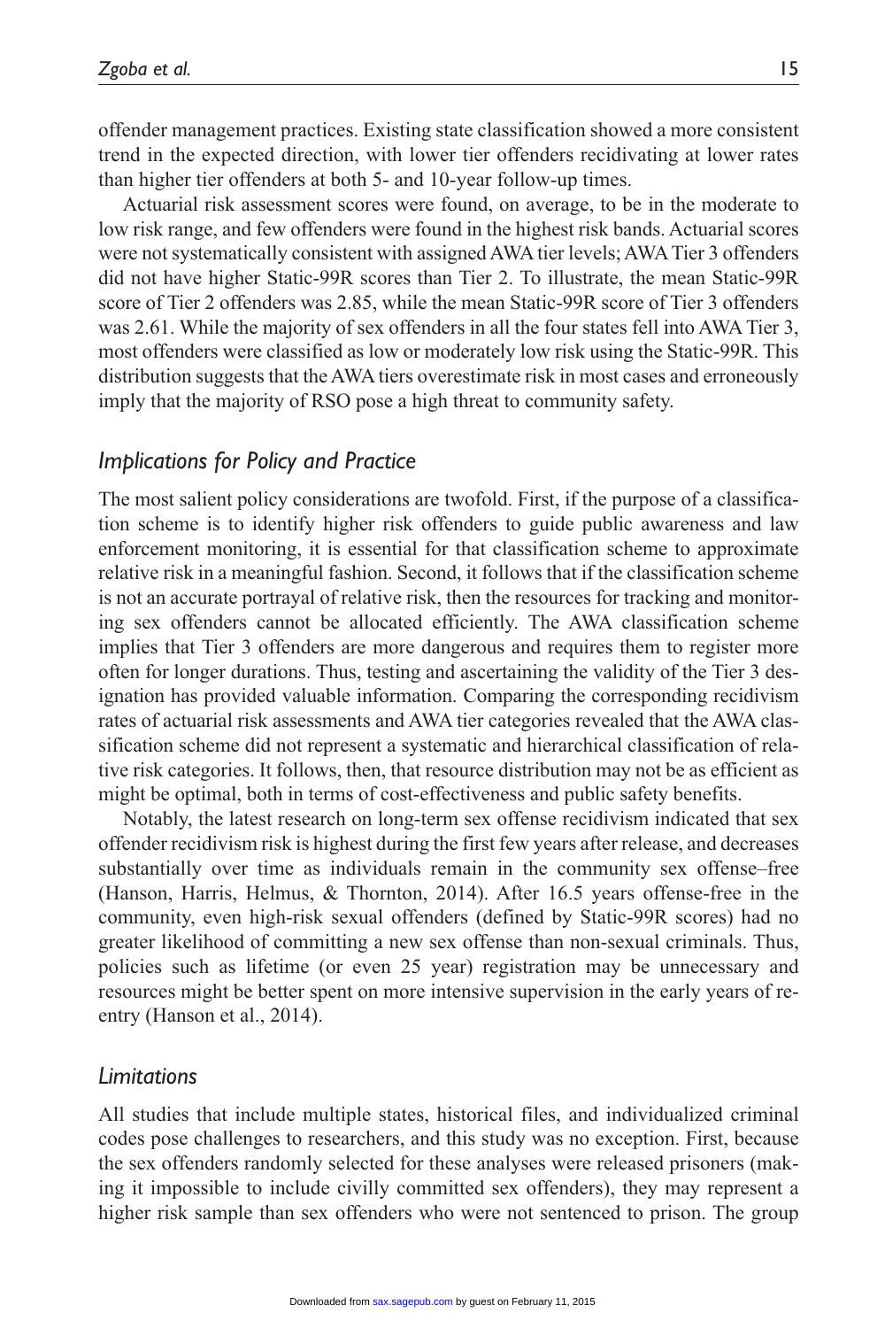offender management practices. Existing state classification showed a more consistent trend in the expected direction, with lower tier offenders recidivating at lower rates than higher tier offenders at both 5- and 10-year follow-up times.

Actuarial risk assessment scores were found, on average, to be in the moderate to low risk range, and few offenders were found in the highest risk bands. Actuarial scores were not systematically consistent with assigned AWA tier levels; AWA Tier 3 offenders did not have higher Static-99R scores than Tier 2. To illustrate, the mean Static-99R score of Tier 2 offenders was 2.85, while the mean Static-99R score of Tier 3 offenders was 2.61. While the majority of sex offenders in all the four states fell into AWA Tier 3, most offenders were classified as low or moderately low risk using the Static-99R. This distribution suggests that the AWA tiers overestimate risk in most cases and erroneously imply that the majority of RSO pose a high threat to community safety.

## *Implications for Policy and Practice*

The most salient policy considerations are twofold. First, if the purpose of a classification scheme is to identify higher risk offenders to guide public awareness and law enforcement monitoring, it is essential for that classification scheme to approximate relative risk in a meaningful fashion. Second, it follows that if the classification scheme is not an accurate portrayal of relative risk, then the resources for tracking and monitoring sex offenders cannot be allocated efficiently. The AWA classification scheme implies that Tier 3 offenders are more dangerous and requires them to register more often for longer durations. Thus, testing and ascertaining the validity of the Tier 3 designation has provided valuable information. Comparing the corresponding recidivism rates of actuarial risk assessments and AWA tier categories revealed that the AWA classification scheme did not represent a systematic and hierarchical classification of relative risk categories. It follows, then, that resource distribution may not be as efficient as might be optimal, both in terms of cost-effectiveness and public safety benefits.

Notably, the latest research on long-term sex offense recidivism indicated that sex offender recidivism risk is highest during the first few years after release, and decreases substantially over time as individuals remain in the community sex offense–free (Hanson, Harris, Helmus, & Thornton, 2014). After 16.5 years offense-free in the community, even high-risk sexual offenders (defined by Static-99R scores) had no greater likelihood of committing a new sex offense than non-sexual criminals. Thus, policies such as lifetime (or even 25 year) registration may be unnecessary and resources might be better spent on more intensive supervision in the early years of re-entry (Hanson et al., 2014).

## *Limitations*

All studies that include multiple states, historical files, and individualized criminal codes pose challenges to researchers, and this study was no exception. First, because the sex offenders randomly selected for these analyses were released prisoners (making it impossible to include civilly committed sex offenders), they may represent a higher risk sample than sex offenders who were not sentenced to prison. The group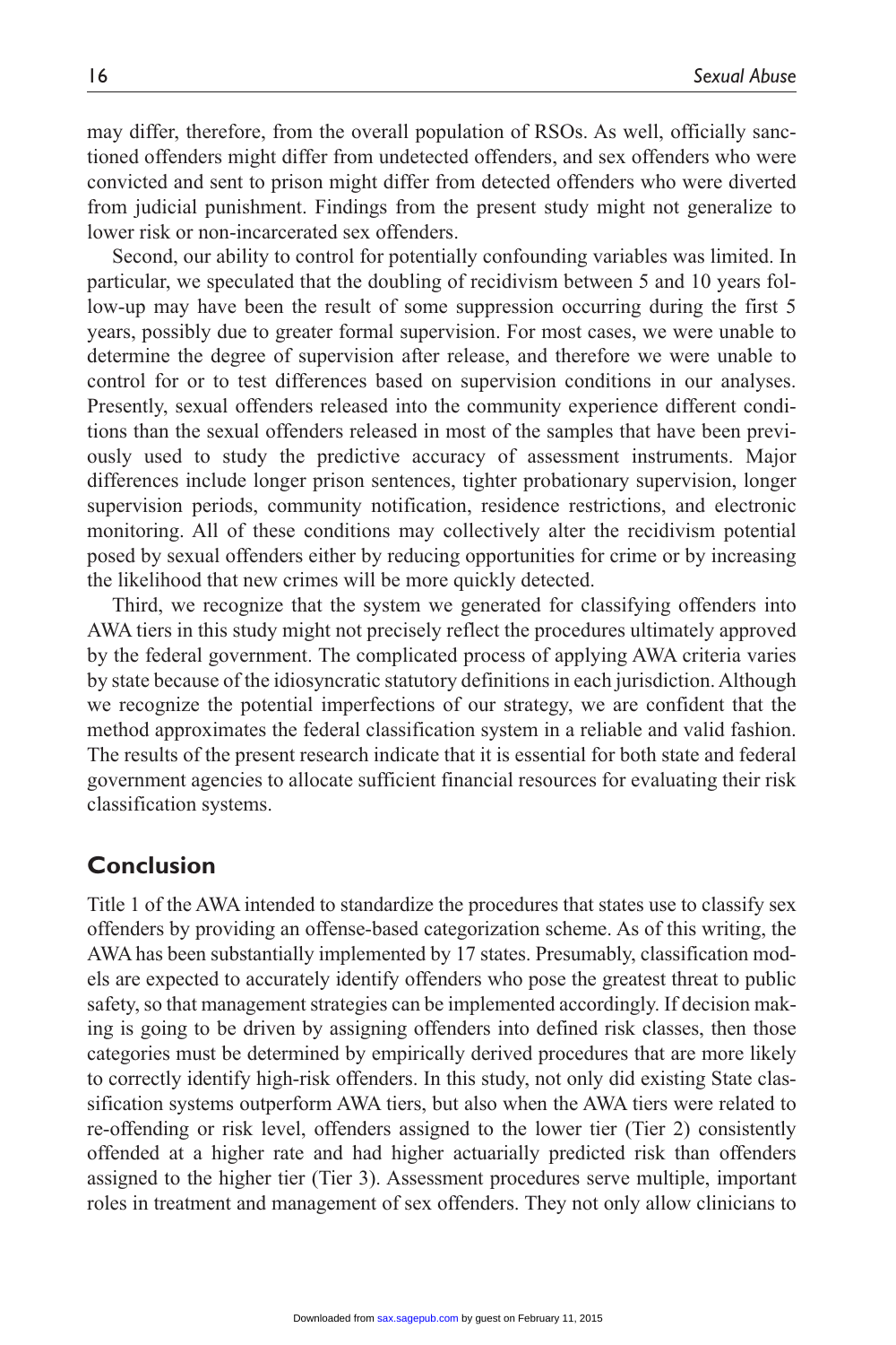may differ, therefore, from the overall population of RSOs. As well, officially sanctioned offenders might differ from undetected offenders, and sex offenders who were convicted and sent to prison might differ from detected offenders who were diverted from judicial punishment. Findings from the present study might not generalize to lower risk or non-incarcerated sex offenders.

Second, our ability to control for potentially confounding variables was limited. In particular, we speculated that the doubling of recidivism between 5 and 10 years follow-up may have been the result of some suppression occurring during the first 5 years, possibly due to greater formal supervision. For most cases, we were unable to determine the degree of supervision after release, and therefore we were unable to control for or to test differences based on supervision conditions in our analyses. Presently, sexual offenders released into the community experience different conditions than the sexual offenders released in most of the samples that have been previously used to study the predictive accuracy of assessment instruments. Major differences include longer prison sentences, tighter probationary supervision, longer supervision periods, community notification, residence restrictions, and electronic monitoring. All of these conditions may collectively alter the recidivism potential posed by sexual offenders either by reducing opportunities for crime or by increasing the likelihood that new crimes will be more quickly detected.

Third, we recognize that the system we generated for classifying offenders into AWA tiers in this study might not precisely reflect the procedures ultimately approved by the federal government. The complicated process of applying AWA criteria varies by state because of the idiosyncratic statutory definitions in each jurisdiction. Although we recognize the potential imperfections of our strategy, we are confident that the method approximates the federal classification system in a reliable and valid fashion. The results of the present research indicate that it is essential for both state and federal government agencies to allocate sufficient financial resources for evaluating their risk classification systems.

## Conclusion

Title 1 of the AWA intended to standardize the procedures that states use to classify sex offenders by providing an offense-based categorization scheme. As of this writing, the AWA has been substantially implemented by 17 states. Presumably, classification models are expected to accurately identify offenders who pose the greatest threat to public safety, so that management strategies can be implemented accordingly. If decision making is going to be driven by assigning offenders into defined risk classes, then those categories must be determined by empirically derived procedures that are more likely to correctly identify high-risk offenders. In this study, not only did existing State classification systems outperform AWA tiers, but also when the AWA tiers were related to re-offending or risk level, offenders assigned to the lower tier (Tier 2) consistently offended at a higher rate and had higher actuarially predicted risk than offenders assigned to the higher tier (Tier 3). Assessment procedures serve multiple, important roles in treatment and management of sex offenders. They not only allow clinicians to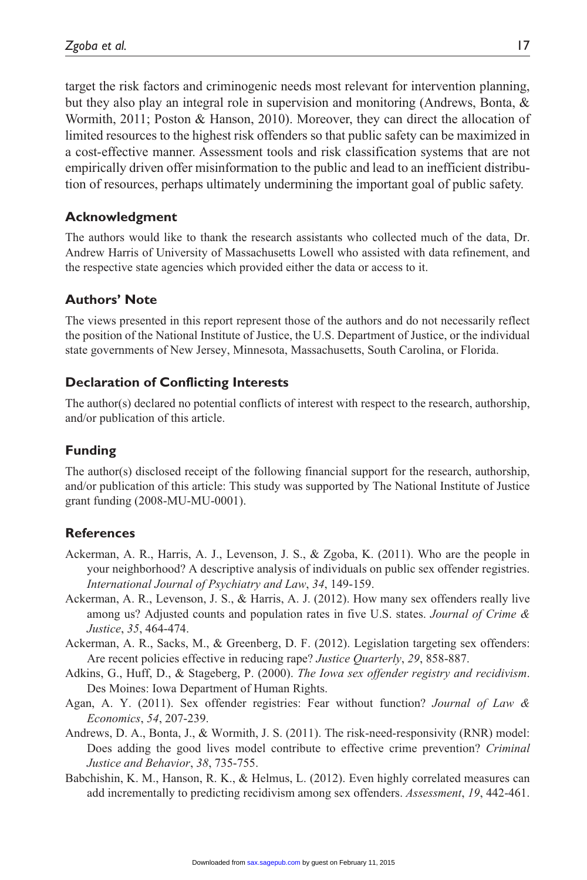target the risk factors and criminogenic needs most relevant for intervention planning, but they also play an integral role in supervision and monitoring (Andrews, Bonta, & Wormith, 2011; Poston & Hanson, 2010). Moreover, they can direct the allocation of limited resources to the highest risk offenders so that public safety can be maximized in a cost-effective manner. Assessment tools and risk classification systems that are not empirically driven offer misinformation to the public and lead to an inefficient distribution of resources, perhaps ultimately undermining the important goal of public safety.

## Acknowledgment

The authors would like to thank the research assistants who collected much of the data, Dr. Andrew Harris of University of Massachusetts Lowell who assisted with data refinement, and the respective state agencies which provided either the data or access to it.

## Authors' Note

The views presented in this report represent those of the authors and do not necessarily reflect the position of the National Institute of Justice, the U.S. Department of Justice, or the individual state governments of New Jersey, Minnesota, Massachusetts, South Carolina, or Florida.

## Declaration of Conflicting Interests

The author(s) declared no potential conflicts of interest with respect to the research, authorship, and/or publication of this article.

## Funding

The author(s) disclosed receipt of the following financial support for the research, authorship, and/or publication of this article: This study was supported by The National Institute of Justice grant funding (2008-MU-MU-0001).

## References

Ackerman, A. R., Harris, A. J., Levenson, J. S., & Zgoba, K. (2011). Who are the people in your neighborhood? A descriptive analysis of individuals on public sex offender registries. *International Journal of Psychiatry and Law*, *34*, 149-159.

Ackerman, A. R., Levenson, J. S., & Harris, A. J. (2012). How many sex offenders really live among us? Adjusted counts and population rates in five U.S. states. *Journal of Crime & Justice*, *35*, 464-474.

Ackerman, A. R., Sacks, M., & Greenberg, D. F. (2012). Legislation targeting sex offenders: Are recent policies effective in reducing rape? *Justice Quarterly*, *29*, 858-887.

Adkins, G., Huff, D., & Stageberg, P. (2000). *The Iowa sex offender registry and recidivism*. Des Moines: Iowa Department of Human Rights.

Agan, A. Y. (2011). Sex offender registries: Fear without function? *Journal of Law & Economics*, *54*, 207-239.

Andrews, D. A., Bonta, J., & Wormith, J. S. (2011). The risk-need-responsivity (RNR) model: Does adding the good lives model contribute to effective crime prevention? *Criminal Justice and Behavior*, *38*, 735-755.

Babchishin, K. M., Hanson, R. K., & Helmus, L. (2012). Even highly correlated measures can add incrementally to predicting recidivism among sex offenders. *Assessment*, *19*, 442-461.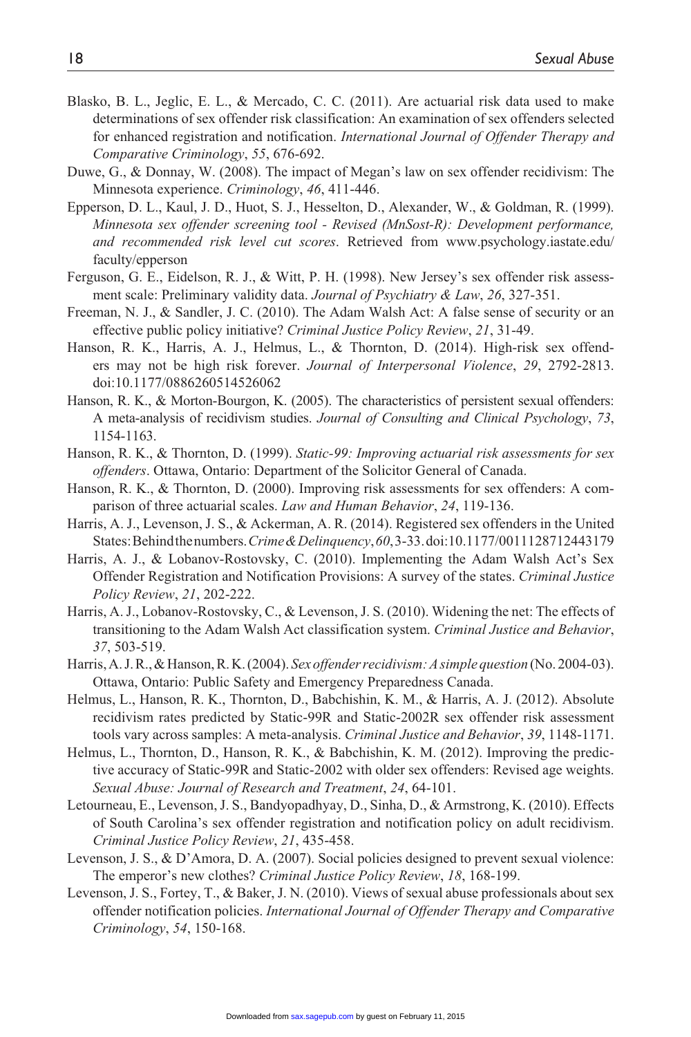Blasko, B. L., Jeglic, E. L., & Mercado, C. C. (2011). Are actuarial risk data used to make determinations of sex offender risk classification: An examination of sex offenders selected for enhanced registration and notification. *International Journal of Offender Therapy and Comparative Criminology*, *55*, 676-692.

Duwe, G., & Donnay, W. (2008). The impact of Megan's law on sex offender recidivism: The Minnesota experience. *Criminology*, *46*, 411-446.

Epperson, D. L., Kaul, J. D., Huot, S. J., Hesselton, D., Alexander, W., & Goldman, R. (1999). *Minnesota sex offender screening tool - Revised (MnSost-R): Development performance, and recommended risk level cut scores*. Retrieved from www.psychology.iastate.edu/faculty/epperson

Ferguson, G. E., Eidelson, R. J., & Witt, P. H. (1998). New Jersey's sex offender risk assessment scale: Preliminary validity data. *Journal of Psychiatry & Law*, *26*, 327-351.

Freeman, N. J., & Sandler, J. C. (2010). The Adam Walsh Act: A false sense of security or an effective public policy initiative? *Criminal Justice Policy Review*, *21*, 31-49.

Hanson, R. K., Harris, A. J., Helmus, L., & Thornton, D. (2014). High-risk sex offenders may not be high risk forever. *Journal of Interpersonal Violence*, *29*, 2792-2813. doi:10.1177/0886260514526062

Hanson, R. K., & Morton-Bourgon, K. (2005). The characteristics of persistent sexual offenders: A meta-analysis of recidivism studies. *Journal of Consulting and Clinical Psychology*, *73*, 1154-1163.

Hanson, R. K., & Thornton, D. (1999). *Static-99: Improving actuarial risk assessments for sex offenders*. Ottawa, Ontario: Department of the Solicitor General of Canada.

Hanson, R. K., & Thornton, D. (2000). Improving risk assessments for sex offenders: A comparison of three actuarial scales. *Law and Human Behavior*, *24*, 119-136.

Harris, A. J., Levenson, J. S., & Ackerman, A. R. (2014). Registered sex offenders in the United States: Behind the numbers. *Crime & Delinquency*, *60*, 3-33. doi:10.1177/0011128712443179

Harris, A. J., & Lobanov-Rostovsky, C. (2010). Implementing the Adam Walsh Act's Sex Offender Registration and Notification Provisions: A survey of the states. *Criminal Justice Policy Review*, *21*, 202-222.

Harris, A. J., Lobanov-Rostovsky, C., & Levenson, J. S. (2010). Widening the net: The effects of transitioning to the Adam Walsh Act classification system. *Criminal Justice and Behavior*, *37*, 503-519.

Harris, A. J. R., & Hanson, R. K. (2004). *Sex offender recidivism: A simple question* (No. 2004-03). Ottawa, Ontario: Public Safety and Emergency Preparedness Canada.

Helmus, L., Hanson, R. K., Thornton, D., Babchishin, K. M., & Harris, A. J. (2012). Absolute recidivism rates predicted by Static-99R and Static-2002R sex offender risk assessment tools vary across samples: A meta-analysis. *Criminal Justice and Behavior*, *39*, 1148-1171.

Helmus, L., Thornton, D., Hanson, R. K., & Babchishin, K. M. (2012). Improving the predictive accuracy of Static-99R and Static-2002 with older sex offenders: Revised age weights. *Sexual Abuse: Journal of Research and Treatment*, *24*, 64-101.

Letourneau, E., Levenson, J. S., Bandyopadhyay, D., Sinha, D., & Armstrong, K. (2010). Effects of South Carolina's sex offender registration and notification policy on adult recidivism. *Criminal Justice Policy Review*, *21*, 435-458.

Levenson, J. S., & D'Amora, D. A. (2007). Social policies designed to prevent sexual violence: The emperor's new clothes? *Criminal Justice Policy Review*, *18*, 168-199.

Levenson, J. S., Fortey, T., & Baker, J. N. (2010). Views of sexual abuse professionals about sex offender notification policies. *International Journal of Offender Therapy and Comparative Criminology*, *54*, 150-168.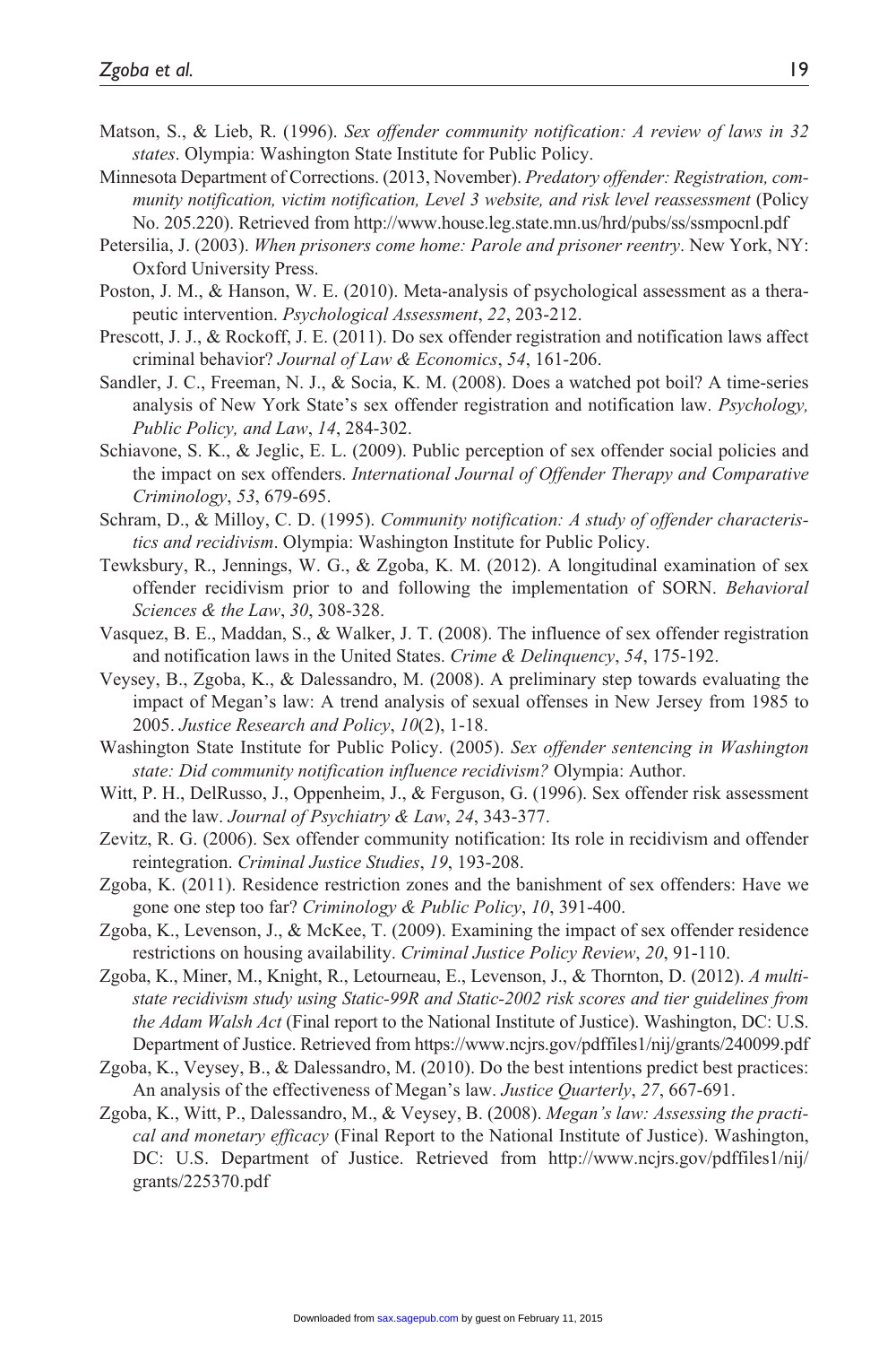Matson, S., & Lieb, R. (1996). *Sex offender community notification: A review of laws in 32 states*. Olympia: Washington State Institute for Public Policy.

Minnesota Department of Corrections. (2013, November). *Predatory offender: Registration, community notification, victim notification, Level 3 website, and risk level reassessment* (Policy No. 205.220). Retrieved from http://www.house.leg.state.mn.us/hrd/pubs/ss/ssmpocnl.pdf

Petersilia, J. (2003). *When prisoners come home: Parole and prisoner reentry*. New York, NY: Oxford University Press.

Poston, J. M., & Hanson, W. E. (2010). Meta-analysis of psychological assessment as a therapeutic intervention. *Psychological Assessment*, *22*, 203-212.

Prescott, J. J., & Rockoff, J. E. (2011). Do sex offender registration and notification laws affect criminal behavior? *Journal of Law & Economics*, *54*, 161-206.

Sandler, J. C., Freeman, N. J., & Socia, K. M. (2008). Does a watched pot boil? A time-series analysis of New York State's sex offender registration and notification law. *Psychology, Public Policy, and Law*, *14*, 284-302.

Schiavone, S. K., & Jeglic, E. L. (2009). Public perception of sex offender social policies and the impact on sex offenders. *International Journal of Offender Therapy and Comparative Criminology*, *53*, 679-695.

Schram, D., & Milloy, C. D. (1995). *Community notification: A study of offender characteristics and recidivism*. Olympia: Washington Institute for Public Policy.

Tewksbury, R., Jennings, W. G., & Zgoba, K. M. (2012). A longitudinal examination of sex offender recidivism prior to and following the implementation of SORN. *Behavioral Sciences & the Law*, *30*, 308-328.

Vasquez, B. E., Maddan, S., & Walker, J. T. (2008). The influence of sex offender registration and notification laws in the United States. *Crime & Delinquency*, *54*, 175-192.

Veysey, B., Zgoba, K., & Dalessandro, M. (2008). A preliminary step towards evaluating the impact of Megan's law: A trend analysis of sexual offenses in New Jersey from 1985 to 2005. *Justice Research and Policy*, *10*(2), 1-18.

Washington State Institute for Public Policy. (2005). *Sex offender sentencing in Washington state: Did community notification influence recidivism?* Olympia: Author.

Witt, P. H., DelRusso, J., Oppenheim, J., & Ferguson, G. (1996). Sex offender risk assessment and the law. *Journal of Psychiatry & Law*, *24*, 343-377.

Zevitz, R. G. (2006). Sex offender community notification: Its role in recidivism and offender reintegration. *Criminal Justice Studies*, *19*, 193-208.

Zgoba, K. (2011). Residence restriction zones and the banishment of sex offenders: Have we gone one step too far? *Criminology & Public Policy*, *10*, 391-400.

Zgoba, K., Levenson, J., & McKee, T. (2009). Examining the impact of sex offender residence restrictions on housing availability. *Criminal Justice Policy Review*, *20*, 91-110.

Zgoba, K., Miner, M., Knight, R., Letourneau, E., Levenson, J., & Thornton, D. (2012). *A multi-state recidivism study using Static-99R and Static-2002 risk scores and tier guidelines from the Adam Walsh Act* (Final report to the National Institute of Justice). Washington, DC: U.S. Department of Justice. Retrieved from https://www.ncjrs.gov/pdffiles1/nij/grants/240099.pdf

Zgoba, K., Veysey, B., & Dalessandro, M. (2010). Do the best intentions predict best practices: An analysis of the effectiveness of Megan's law. *Justice Quarterly*, *27*, 667-691.

Zgoba, K., Witt, P., Dalessandro, M., & Veysey, B. (2008). *Megan's law: Assessing the practical and monetary efficacy* (Final Report to the National Institute of Justice). Washington, DC: U.S. Department of Justice. Retrieved from http://www.ncjrs.gov/pdffiles1/nij/grants/225370.pdf